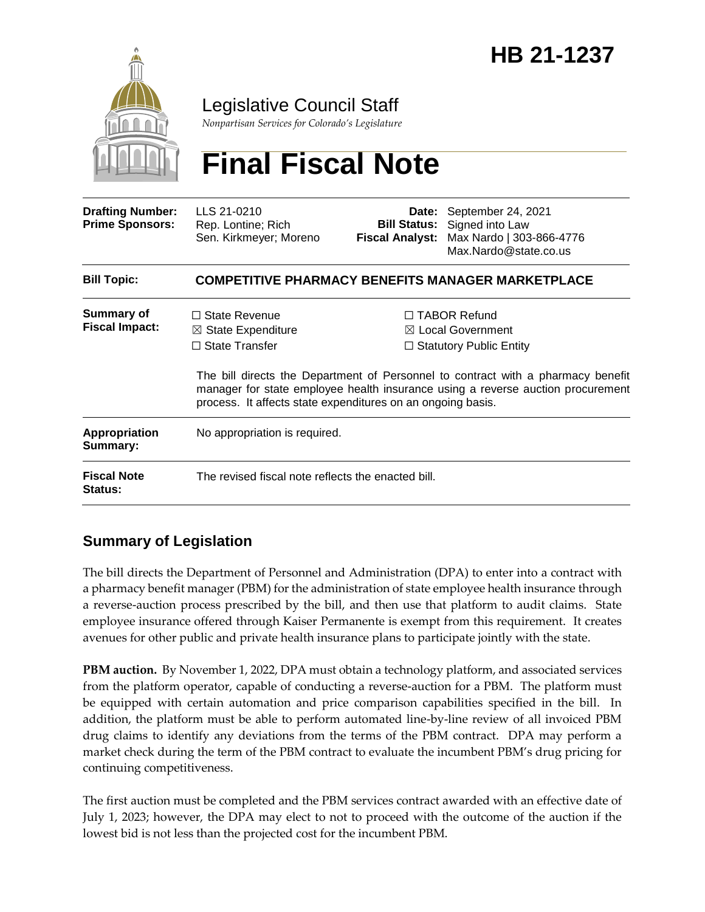# HB 21-1237

Legislative Council Staff

*Nonpartisan Services for Colorado's Legislature*

# Final Fiscal Note

| | | | |
|---|---|---|---|
| **Drafting Number:** | LLS 21-0210 | **Date:** | September 24, 2021 |
| **Prime Sponsors:** | Rep. Lontine; Rich<br>Sen. Kirkmeyer; Moreno | **Bill Status:** | Signed into Law |
| | | **Fiscal Analyst:** | Max Nardo \| 303-866-4776<br>Max.Nardo@state.co.us |

| | |
|---|---|
| **Bill Topic:** | **COMPETITIVE PHARMACY BENEFITS MANAGER MARKETPLACE** |
| **Summary of Fiscal Impact:** | ☐ State Revenue<br>☒ State Expenditure<br>☐ State Transfer<br>☐ TABOR Refund<br>☒ Local Government<br>☐ Statutory Public Entity<br><br>The bill directs the Department of Personnel to contract with a pharmacy benefit manager for state employee health insurance using a reverse auction procurement process. It affects state expenditures on an ongoing basis. |
| **Appropriation Summary:** | No appropriation is required. |
| **Fiscal Note Status:** | The revised fiscal note reflects the enacted bill. |

## Summary of Legislation

The bill directs the Department of Personnel and Administration (DPA) to enter into a contract with a pharmacy benefit manager (PBM) for the administration of state employee health insurance through a reverse-auction process prescribed by the bill, and then use that platform to audit claims. State employee insurance offered through Kaiser Permanente is exempt from this requirement. It creates avenues for other public and private health insurance plans to participate jointly with the state.

**PBM auction.** By November 1, 2022, DPA must obtain a technology platform, and associated services from the platform operator, capable of conducting a reverse-auction for a PBM. The platform must be equipped with certain automation and price comparison capabilities specified in the bill. In addition, the platform must be able to perform automated line-by-line review of all invoiced PBM drug claims to identify any deviations from the terms of the PBM contract. DPA may perform a market check during the term of the PBM contract to evaluate the incumbent PBM's drug pricing for continuing competitiveness.

The first auction must be completed and the PBM services contract awarded with an effective date of July 1, 2023; however, the DPA may elect to not to proceed with the outcome of the auction if the lowest bid is not less than the projected cost for the incumbent PBM.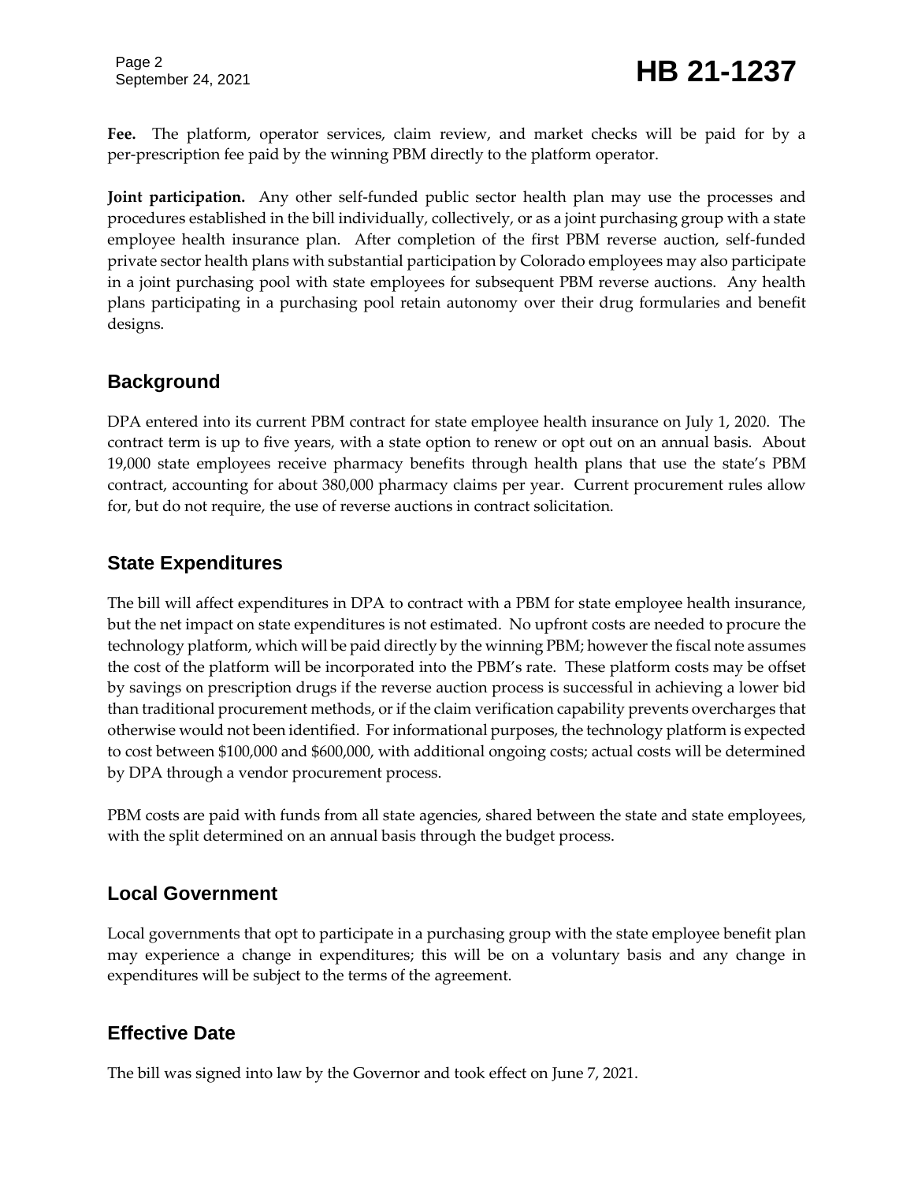**Fee.** The platform, operator services, claim review, and market checks will be paid for by a per-prescription fee paid by the winning PBM directly to the platform operator.

**Joint participation.** Any other self-funded public sector health plan may use the processes and procedures established in the bill individually, collectively, or as a joint purchasing group with a state employee health insurance plan. After completion of the first PBM reverse auction, self-funded private sector health plans with substantial participation by Colorado employees may also participate in a joint purchasing pool with state employees for subsequent PBM reverse auctions. Any health plans participating in a purchasing pool retain autonomy over their drug formularies and benefit designs.

## Background

DPA entered into its current PBM contract for state employee health insurance on July 1, 2020. The contract term is up to five years, with a state option to renew or opt out on an annual basis. About 19,000 state employees receive pharmacy benefits through health plans that use the state's PBM contract, accounting for about 380,000 pharmacy claims per year. Current procurement rules allow for, but do not require, the use of reverse auctions in contract solicitation.

## State Expenditures

The bill will affect expenditures in DPA to contract with a PBM for state employee health insurance, but the net impact on state expenditures is not estimated. No upfront costs are needed to procure the technology platform, which will be paid directly by the winning PBM; however the fiscal note assumes the cost of the platform will be incorporated into the PBM's rate. These platform costs may be offset by savings on prescription drugs if the reverse auction process is successful in achieving a lower bid than traditional procurement methods, or if the claim verification capability prevents overcharges that otherwise would not been identified. For informational purposes, the technology platform is expected to cost between $100,000 and $600,000, with additional ongoing costs; actual costs will be determined by DPA through a vendor procurement process.

PBM costs are paid with funds from all state agencies, shared between the state and state employees, with the split determined on an annual basis through the budget process.

## Local Government

Local governments that opt to participate in a purchasing group with the state employee benefit plan may experience a change in expenditures; this will be on a voluntary basis and any change in expenditures will be subject to the terms of the agreement.

## Effective Date

The bill was signed into law by the Governor and took effect on June 7, 2021.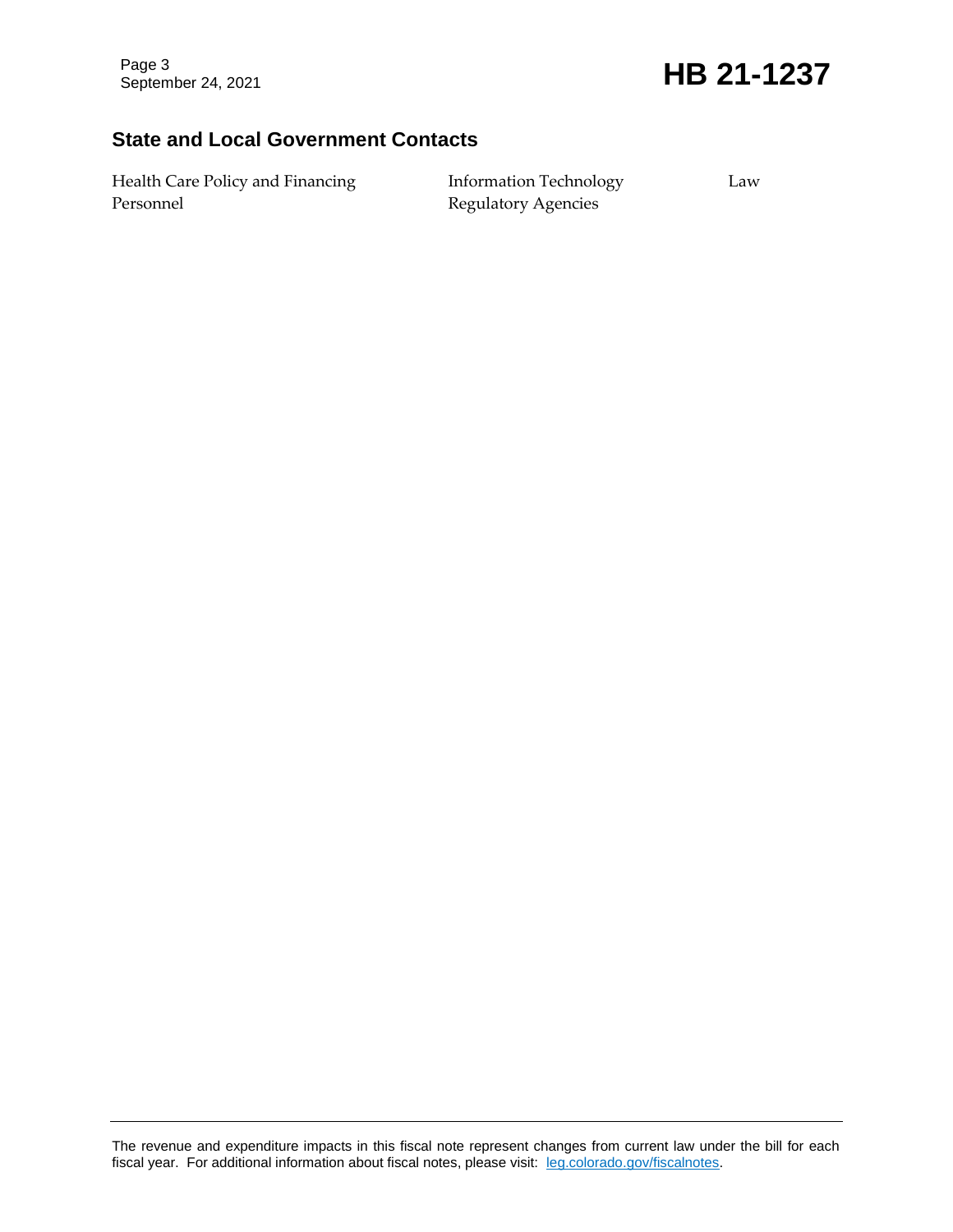## State and Local Government Contacts

| | | |
|---|---|---|
| Health Care Policy and Financing | Information Technology | Law |
| Personnel | Regulatory Agencies | |

The revenue and expenditure impacts in this fiscal note represent changes from current law under the bill for each fiscal year. For additional information about fiscal notes, please visit: leg.colorado.gov/fiscalnotes.